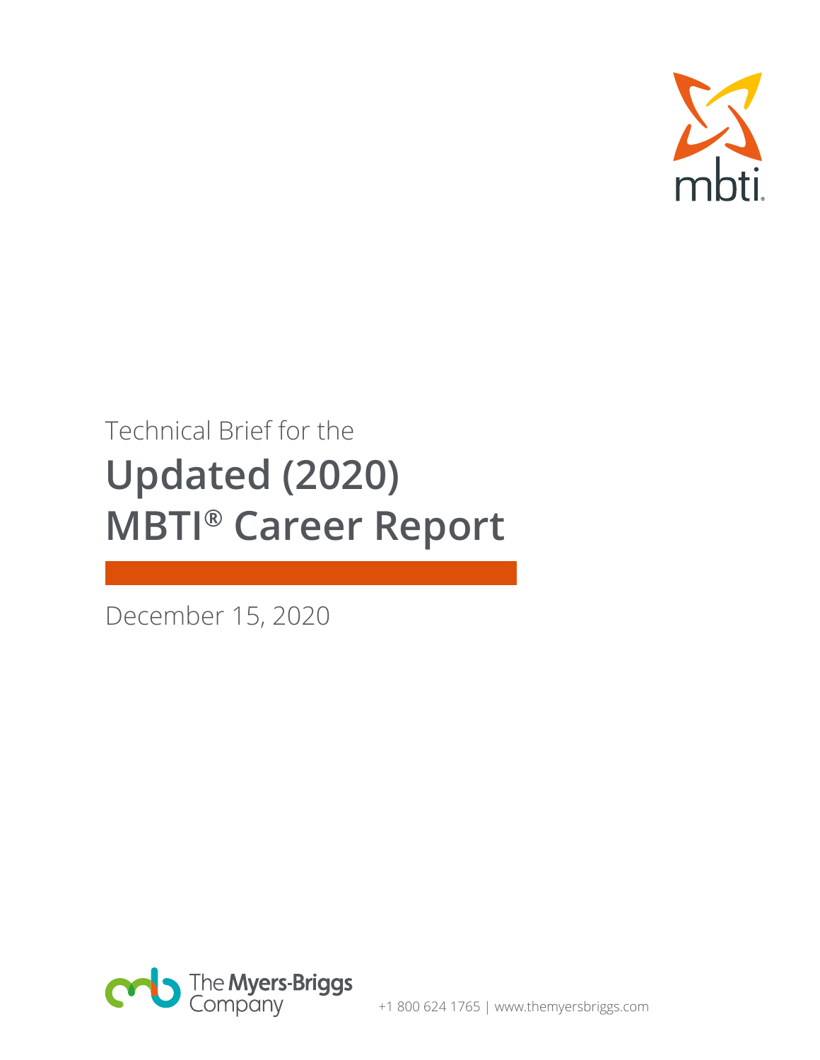Technical Brief for the

# Updated (2020) MBTI® Career Report

December 15, 2020

The Myers-Briggs Company

+1 800 624 1765 | www.themyersbriggs.com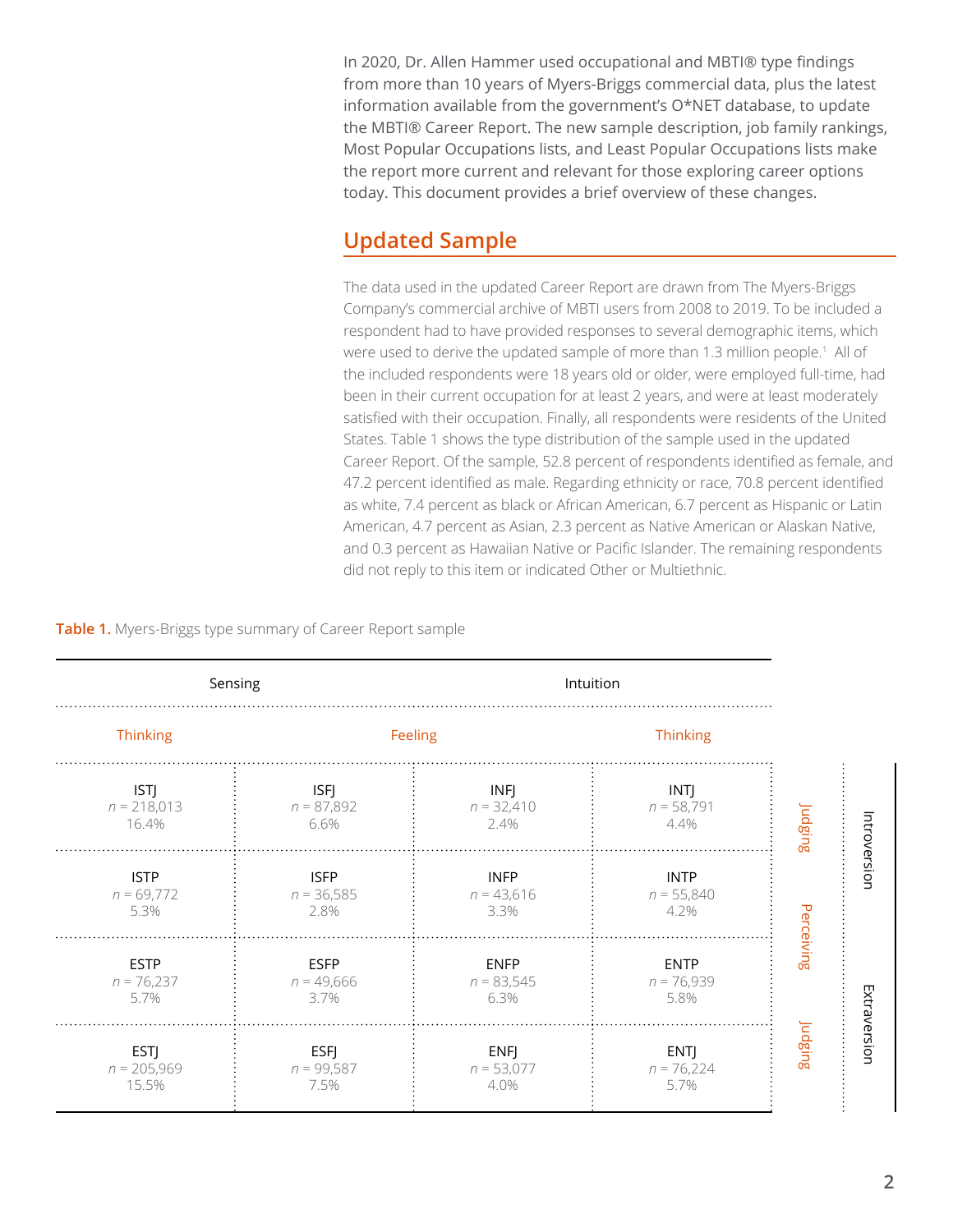In 2020, Dr. Allen Hammer used occupational and MBTI® type findings from more than 10 years of Myers-Briggs commercial data, plus the latest information available from the government's O*NET database, to update the MBTI® Career Report. The new sample description, job family rankings, Most Popular Occupations lists, and Least Popular Occupations lists make the report more current and relevant for those exploring career options today. This document provides a brief overview of these changes.

## Updated Sample

The data used in the updated Career Report are drawn from The Myers-Briggs Company's commercial archive of MBTI users from 2008 to 2019. To be included a respondent had to have provided responses to several demographic items, which were used to derive the updated sample of more than 1.3 million people.[1] All of the included respondents were 18 years old or older, were employed full-time, had been in their current occupation for at least 2 years, and were at least moderately satisfied with their occupation. Finally, all respondents were residents of the United States. Table 1 shows the type distribution of the sample used in the updated Career Report. Of the sample, 52.8 percent of respondents identified as female, and 47.2 percent identified as male. Regarding ethnicity or race, 70.8 percent identified as white, 7.4 percent as black or African American, 6.7 percent as Hispanic or Latin American, 4.7 percent as Asian, 2.3 percent as Native American or Alaskan Native, and 0.3 percent as Hawaiian Native or Pacific Islander. The remaining respondents did not reply to this item or indicated Other or Multiethnic.

**Table 1.** Myers-Briggs type summary of Career Report sample

| Sensing | | Intuition | | | |
|---|---|---|---|---|---|
| Thinking | Feeling | | Thinking | | |
| ISTJ *n* = 218,013 16.4% | ISFJ *n* = 87,892 6.6% | INFJ *n* = 32,410 2.4% | INTJ *n* = 58,791 4.4% | Judging | Introversion |
| ISTP *n* = 69,772 5.3% | ISFP *n* = 36,585 2.8% | INFP *n* = 43,616 3.3% | INTP *n* = 55,840 4.2% | Perceiving | Introversion |
| ESTP *n* = 76,237 5.7% | ESFP *n* = 49,666 3.7% | ENFP *n* = 83,545 6.3% | ENTP *n* = 76,939 5.8% | Perceiving | Extraversion |
| ESTJ *n* = 205,969 15.5% | ESFJ *n* = 99,587 7.5% | ENFJ *n* = 53,077 4.0% | ENTJ *n* = 76,224 5.7% | Judging | Extraversion |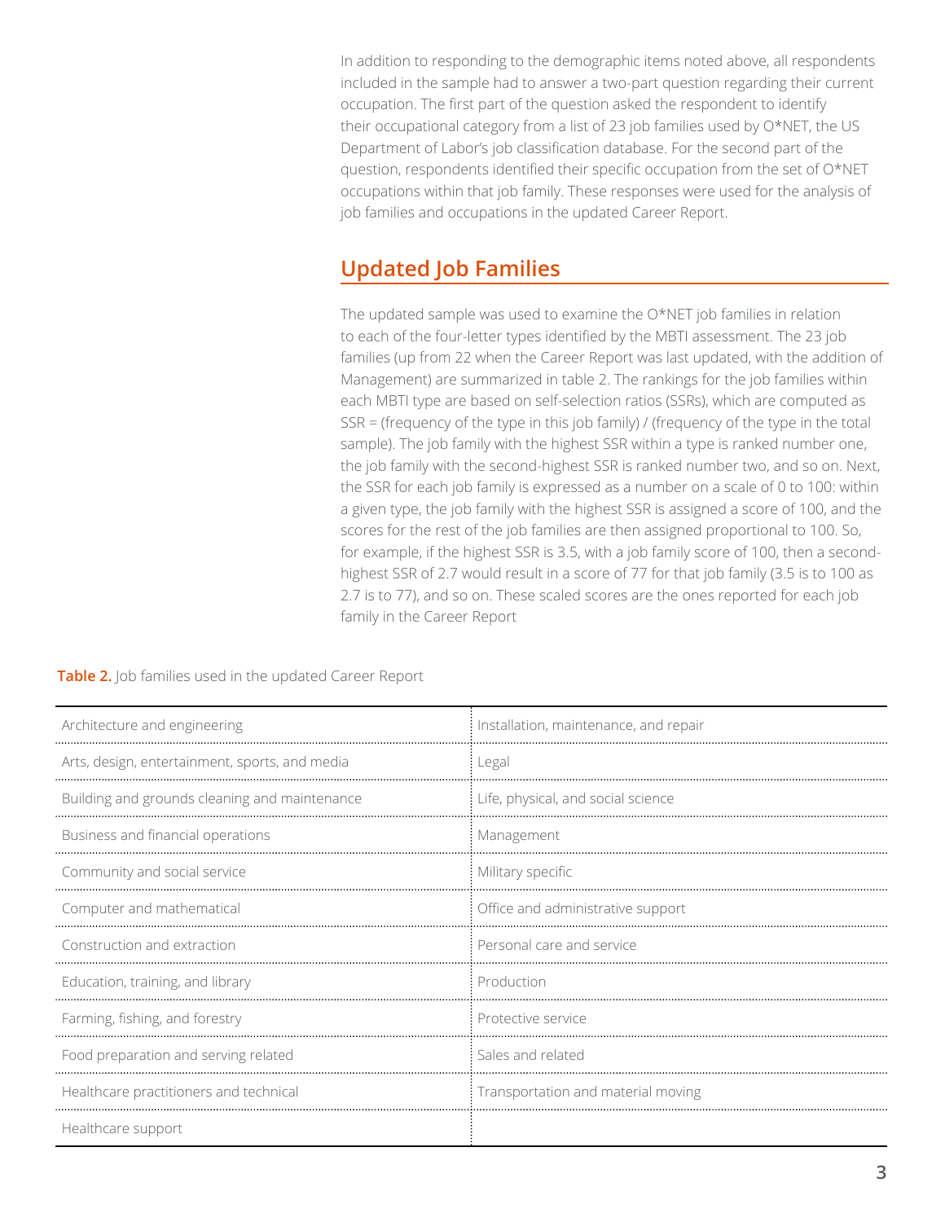In addition to responding to the demographic items noted above, all respondents included in the sample had to answer a two-part question regarding their current occupation. The first part of the question asked the respondent to identify their occupational category from a list of 23 job families used by O*NET, the US Department of Labor's job classification database. For the second part of the question, respondents identified their specific occupation from the set of O*NET occupations within that job family. These responses were used for the analysis of job families and occupations in the updated Career Report.

## Updated Job Families

The updated sample was used to examine the O*NET job families in relation to each of the four-letter types identified by the MBTI assessment. The 23 job families (up from 22 when the Career Report was last updated, with the addition of Management) are summarized in table 2. The rankings for the job families within each MBTI type are based on self-selection ratios (SSRs), which are computed as SSR = (frequency of the type in this job family) / (frequency of the type in the total sample). The job family with the highest SSR within a type is ranked number one, the job family with the second-highest SSR is ranked number two, and so on. Next, the SSR for each job family is expressed as a number on a scale of 0 to 100: within a given type, the job family with the highest SSR is assigned a score of 100, and the scores for the rest of the job families are then assigned proportional to 100. So, for example, if the highest SSR is 3.5, with a job family score of 100, then a second-highest SSR of 2.7 would result in a score of 77 for that job family (3.5 is to 100 as 2.7 is to 77), and so on. These scaled scores are the ones reported for each job family in the Career Report

**Table 2.** Job families used in the updated Career Report

| | |
|---|---|
| Architecture and engineering | Installation, maintenance, and repair |
| Arts, design, entertainment, sports, and media | Legal |
| Building and grounds cleaning and maintenance | Life, physical, and social science |
| Business and financial operations | Management |
| Community and social service | Military specific |
| Computer and mathematical | Office and administrative support |
| Construction and extraction | Personal care and service |
| Education, training, and library | Production |
| Farming, fishing, and forestry | Protective service |
| Food preparation and serving related | Sales and related |
| Healthcare practitioners and technical | Transportation and material moving |
| Healthcare support | |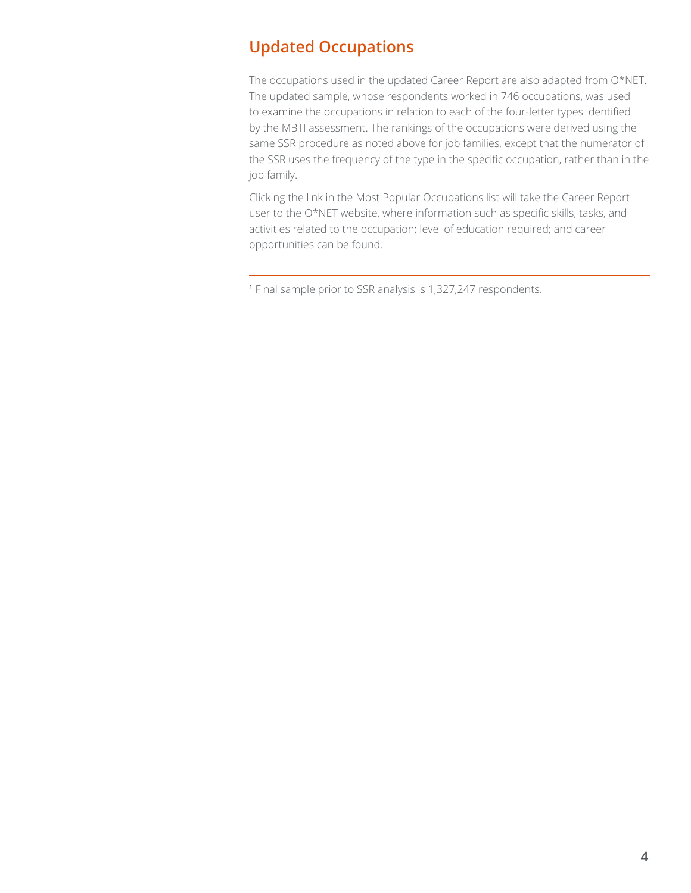## Updated Occupations

The occupations used in the updated Career Report are also adapted from O*NET. The updated sample, whose respondents worked in 746 occupations, was used to examine the occupations in relation to each of the four-letter types identified by the MBTI assessment. The rankings of the occupations were derived using the same SSR procedure as noted above for job families, except that the numerator of the SSR uses the frequency of the type in the specific occupation, rather than in the job family.

Clicking the link in the Most Popular Occupations list will take the Career Report user to the O*NET website, where information such as specific skills, tasks, and activities related to the occupation; level of education required; and career opportunities can be found.

---

[1] Final sample prior to SSR analysis is 1,327,247 respondents.